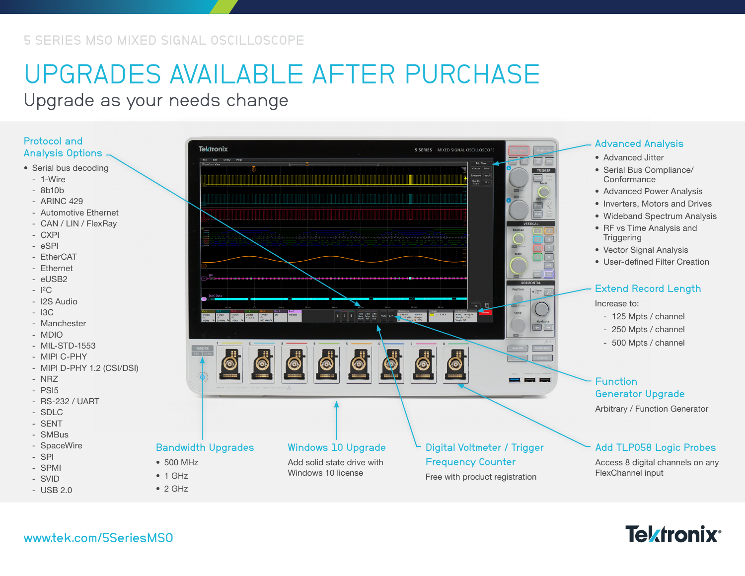5 SERIES MSO MIXED SIGNAL OSCILLOSCOPE

# UPGRADES AVAILABLE AFTER PURCHASE

## Upgrade as your needs change

### Protocol and Analysis Options

- Serial bus decoding
  - 1-Wire
  - 8b10b
  - ARINC 429
  - Automotive Ethernet
  - CAN / LIN / FlexRay
  - CXPI
  - eSPI
  - EtherCAT
  - Ethernet
  - eUSB2
  - I²C
  - I2S Audio
  - I3C
  - Manchester
  - MDIO
  - MIL-STD-1553
  - MIPI C-PHY
  - MIPI D-PHY 1.2 (CSI/DSI)
  - NRZ
  - PSI5
  - RS-232 / UART
  - SDLC
  - SENT
  - SMBus
  - SpaceWire
  - SPI
  - SPMI
  - SVID
  - USB 2.0

### Advanced Analysis

- Advanced Jitter
- Serial Bus Compliance/ Conformance
- Advanced Power Analysis
- Inverters, Motors and Drives
- Wideband Spectrum Analysis
- RF vs Time Analysis and Triggering
- Vector Signal Analysis
- User-defined Filter Creation

### Extend Record Length

Increase to:

- 125 Mpts / channel
- 250 Mpts / channel
- 500 Mpts / channel

### Function Generator Upgrade

Arbitrary / Function Generator

### Bandwidth Upgrades

- 500 MHz
- 1 GHz
- 2 GHz

### Windows 10 Upgrade

Add solid state drive with Windows 10 license

### Digital Voltmeter / Trigger Frequency Counter

Free with product registration

### Add TLP058 Logic Probes

Access 8 digital channels on any FlexChannel input

www.tek.com/5SeriesMSO

Tektronix®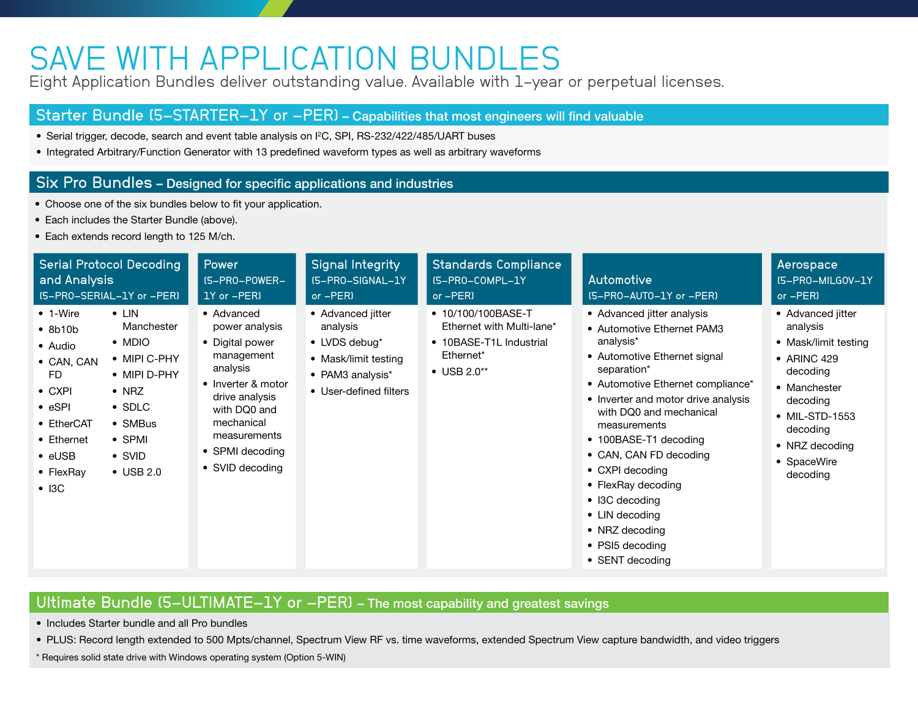# SAVE WITH APPLICATION BUNDLES

Eight Application Bundles deliver outstanding value. Available with 1-year or perpetual licenses.

## Starter Bundle (5–STARTER–1Y or –PER) – Capabilities that most engineers will find valuable

- Serial trigger, decode, search and event table analysis on I²C, SPI, RS-232/422/485/UART buses
- Integrated Arbitrary/Function Generator with 13 predefined waveform types as well as arbitrary waveforms

## Six Pro Bundles – Designed for specific applications and industries

- Choose one of the six bundles below to fit your application.
- Each includes the Starter Bundle (above).
- Each extends record length to 125 M/ch.

### Serial Protocol Decoding and Analysis (5–PRO–SERIAL–1Y or –PER)

- 1-Wire
- 8b10b
- Audio
- CAN, CAN FD
- CXPI
- eSPI
- EtherCAT
- Ethernet
- eUSB
- FlexRay
- I3C
- LIN Manchester
- MDIO
- MIPI C-PHY
- MIPI D-PHY
- NRZ
- SDLC
- SMBus
- SPMI
- SVID
- USB 2.0

### Power (5–PRO–POWER–1Y or –PER)

- Advanced power analysis
- Digital power management analysis
- Inverter & motor drive analysis with DQ0 and mechanical measurements
- SPMI decoding
- SVID decoding

### Signal Integrity (5–PRO–SIGNAL–1Y or –PER)

- Advanced jitter analysis
- LVDS debug*
- Mask/limit testing
- PAM3 analysis*
- User-defined filters

### Standards Compliance (5–PRO–COMPL–1Y or –PER)

- 10/100/100BASE-T Ethernet with Multi-lane*
- 10BASE-T1L Industrial Ethernet*
- USB 2.0**

### Automotive (5–PRO–AUTO–1Y or –PER)

- Advanced jitter analysis
- Automotive Ethernet PAM3 analysis*
- Automotive Ethernet signal separation*
- Automotive Ethernet compliance*
- Inverter and motor drive analysis with DQ0 and mechanical measurements
- 100BASE-T1 decoding
- CAN, CAN FD decoding
- CXPI decoding
- FlexRay decoding
- I3C decoding
- LIN decoding
- NRZ decoding
- PSI5 decoding
- SENT decoding

### Aerospace (5–PRO–MILGOV–1Y or –PER)

- Advanced jitter analysis
- Mask/limit testing
- ARINC 429 decoding
- Manchester decoding
- MIL-STD-1553 decoding
- NRZ decoding
- SpaceWire decoding

## Ultimate Bundle (5–ULTIMATE–1Y or –PER) – The most capability and greatest savings

- Includes Starter bundle and all Pro bundles
- PLUS: Record length extended to 500 Mpts/channel, Spectrum View RF vs. time waveforms, extended Spectrum View capture bandwidth, and video triggers

* Requires solid state drive with Windows operating system (Option 5-WIN)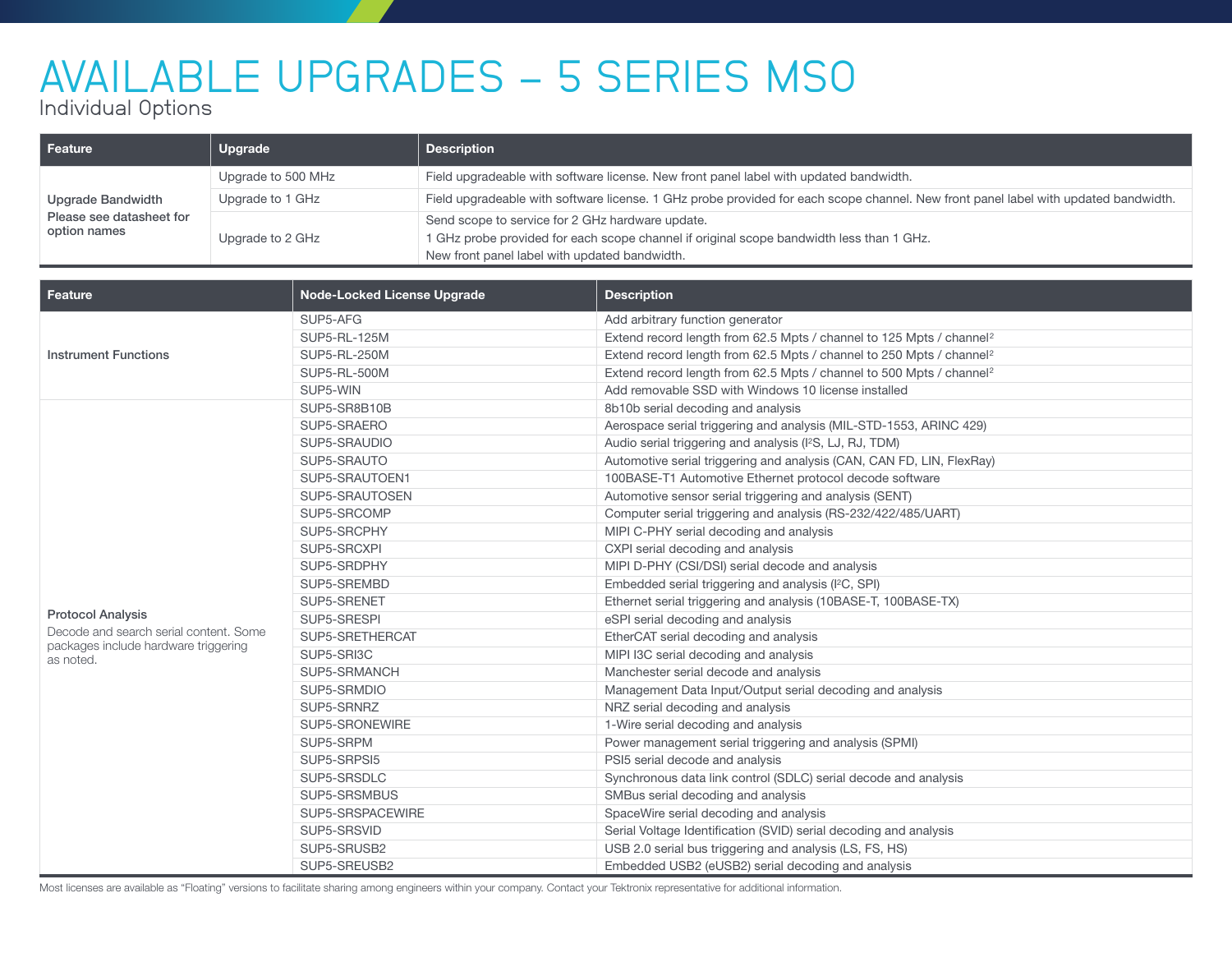# AVAILABLE UPGRADES – 5 SERIES MSO

## Individual Options

| Feature | Upgrade | Description |
|---|---|---|
| **Upgrade Bandwidth** Please see datasheet for option names | Upgrade to 500 MHz | Field upgradeable with software license. New front panel label with updated bandwidth. |
| | Upgrade to 1 GHz | Field upgradeable with software license. 1 GHz probe provided for each scope channel. New front panel label with updated bandwidth. |
| | Upgrade to 2 GHz | Send scope to service for 2 GHz hardware update. 1 GHz probe provided for each scope channel if original scope bandwidth less than 1 GHz. New front panel label with updated bandwidth. |

| Feature | Node-Locked License Upgrade | Description |
|---|---|---|
| **Instrument Functions** | SUP5-AFG | Add arbitrary function generator |
| | SUP5-RL-125M | Extend record length from 62.5 Mpts / channel to 125 Mpts / channel[2] |
| | SUP5-RL-250M | Extend record length from 62.5 Mpts / channel to 250 Mpts / channel[2] |
| | SUP5-RL-500M | Extend record length from 62.5 Mpts / channel to 500 Mpts / channel[2] |
| | SUP5-WIN | Add removable SSD with Windows 10 license installed |
| **Protocol Analysis** Decode and search serial content. Some packages include hardware triggering as noted. | SUP5-SR8B10B | 8b10b serial decoding and analysis |
| | SUP5-SRAERO | Aerospace serial triggering and analysis (MIL-STD-1553, ARINC 429) |
| | SUP5-SRAUDIO | Audio serial triggering and analysis (I²S, LJ, RJ, TDM) |
| | SUP5-SRAUTO | Automotive serial triggering and analysis (CAN, CAN FD, LIN, FlexRay) |
| | SUP5-SRAUTOEN1 | 100BASE-T1 Automotive Ethernet protocol decode software |
| | SUP5-SRAUTOSEN | Automotive sensor serial triggering and analysis (SENT) |
| | SUP5-SRCOMP | Computer serial triggering and analysis (RS-232/422/485/UART) |
| | SUP5-SRCPHY | MIPI C-PHY serial decoding and analysis |
| | SUP5-SRCXPI | CXPI serial decoding and analysis |
| | SUP5-SRDPHY | MIPI D-PHY (CSI/DSI) serial decode and analysis |
| | SUP5-SREMBD | Embedded serial triggering and analysis (I²C, SPI) |
| | SUP5-SRENET | Ethernet serial triggering and analysis (10BASE-T, 100BASE-TX) |
| | SUP5-SRESPI | eSPI serial decoding and analysis |
| | SUP5-SRETHERCAT | EtherCAT serial decoding and analysis |
| | SUP5-SRI3C | MIPI I3C serial decoding and analysis |
| | SUP5-SRMANCH | Manchester serial decode and analysis |
| | SUP5-SRMDIO | Management Data Input/Output serial decoding and analysis |
| | SUP5-SRNRZ | NRZ serial decoding and analysis |
| | SUP5-SRONEWIRE | 1-Wire serial decoding and analysis |
| | SUP5-SRPM | Power management serial triggering and analysis (SPMI) |
| | SUP5-SRPSI5 | PSI5 serial decode and analysis |
| | SUP5-SRSDLC | Synchronous data link control (SDLC) serial decode and analysis |
| | SUP5-SRSMBUS | SMBus serial decoding and analysis |
| | SUP5-SRSPACEWIRE | SpaceWire serial decoding and analysis |
| | SUP5-SRSVID | Serial Voltage Identification (SVID) serial decoding and analysis |
| | SUP5-SRUSB2 | USB 2.0 serial bus triggering and analysis (LS, FS, HS) |
| | SUP5-SREUSB2 | Embedded USB2 (eUSB2) serial decoding and analysis |

Most licenses are available as "Floating" versions to facilitate sharing among engineers within your company. Contact your Tektronix representative for additional information.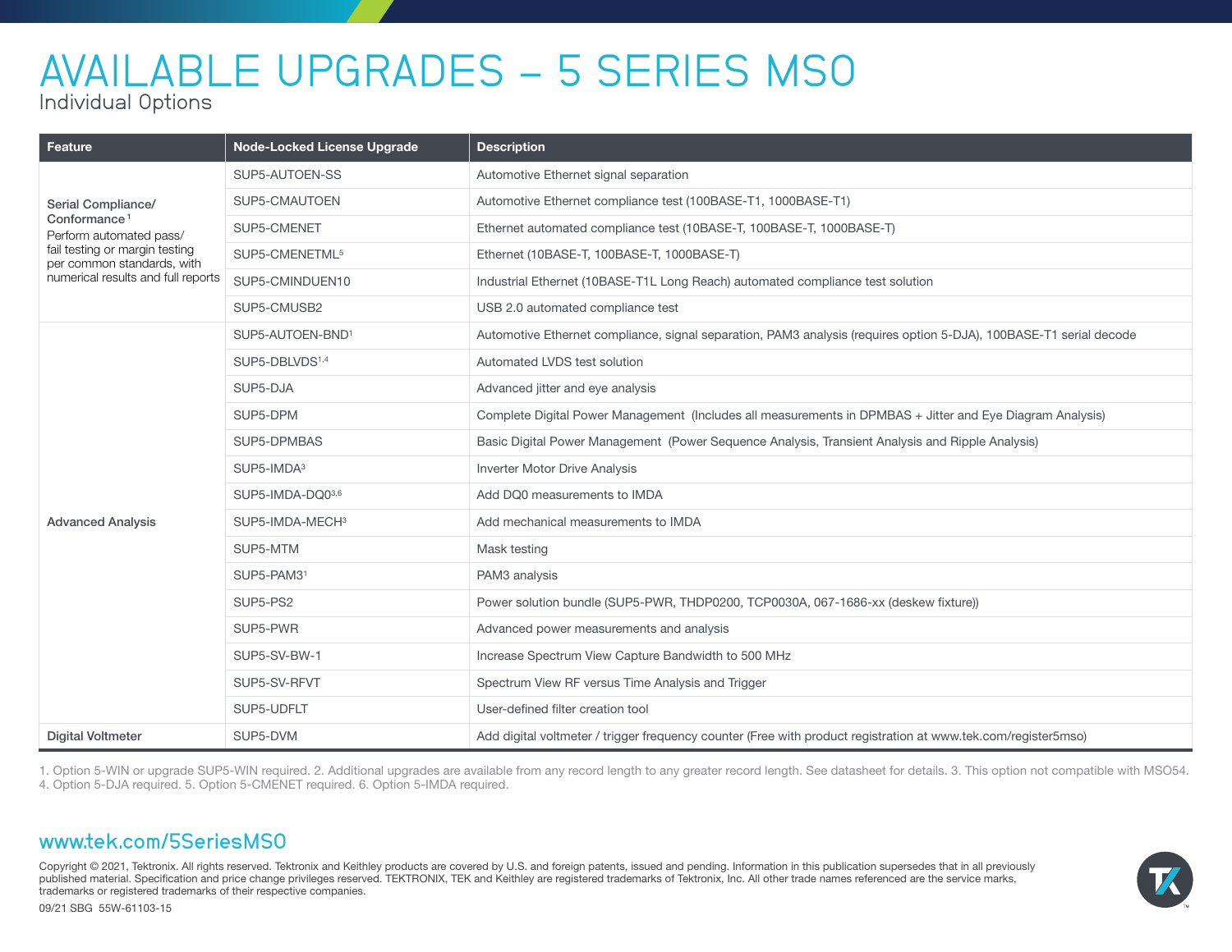# AVAILABLE UPGRADES – 5 SERIES MSO

Individual Options

| Feature | Node-Locked License Upgrade | Description |
|---|---|---|
| **Serial Compliance/ Conformance**[1] Perform automated pass/ fail testing or margin testing per common standards, with numerical results and full reports | SUP5-AUTOEN-SS | Automotive Ethernet signal separation |
| | SUP5-CMAUTOEN | Automotive Ethernet compliance test (100BASE-T1, 1000BASE-T1) |
| | SUP5-CMENET | Ethernet automated compliance test (10BASE-T, 100BASE-T, 1000BASE-T) |
| | SUP5-CMENETML[5] | Ethernet (10BASE-T, 100BASE-T, 1000BASE-T) |
| | SUP5-CMINDUEN10 | Industrial Ethernet (10BASE-T1L Long Reach) automated compliance test solution |
| | SUP5-CMUSB2 | USB 2.0 automated compliance test |
| **Advanced Analysis** | SUP5-AUTOEN-BND[1] | Automotive Ethernet compliance, signal separation, PAM3 analysis (requires option 5-DJA), 100BASE-T1 serial decode |
| | SUP5-DBLVDS[1,4] | Automated LVDS test solution |
| | SUP5-DJA | Advanced jitter and eye analysis |
| | SUP5-DPM | Complete Digital Power Management (Includes all measurements in DPMBAS + Jitter and Eye Diagram Analysis) |
| | SUP5-DPMBAS | Basic Digital Power Management (Power Sequence Analysis, Transient Analysis and Ripple Analysis) |
| | SUP5-IMDA[3] | Inverter Motor Drive Analysis |
| | SUP5-IMDA-DQ0[3,6] | Add DQ0 measurements to IMDA |
| | SUP5-IMDA-MECH[3] | Add mechanical measurements to IMDA |
| | SUP5-MTM | Mask testing |
| | SUP5-PAM3[1] | PAM3 analysis |
| | SUP5-PS2 | Power solution bundle (SUP5-PWR, THDP0200, TCP0030A, 067-1686-xx (deskew fixture)) |
| | SUP5-PWR | Advanced power measurements and analysis |
| | SUP5-SV-BW-1 | Increase Spectrum View Capture Bandwidth to 500 MHz |
| | SUP5-SV-RFVT | Spectrum View RF versus Time Analysis and Trigger |
| | SUP5-UDFLT | User-defined filter creation tool |
| **Digital Voltmeter** | SUP5-DVM | Add digital voltmeter / trigger frequency counter (Free with product registration at www.tek.com/register5mso) |

1. Option 5-WIN or upgrade SUP5-WIN required. 2. Additional upgrades are available from any record length to any greater record length. See datasheet for details. 3. This option not compatible with MSO54. 4. Option 5-DJA required. 5. Option 5-CMENET required. 6. Option 5-IMDA required.

www.tek.com/5SeriesMSO

Copyright © 2021, Tektronix. All rights reserved. Tektronix and Keithley products are covered by U.S. and foreign patents, issued and pending. Information in this publication supersedes that in all previously published material. Specification and price change privileges reserved. TEKTRONIX, TEK and Keithley are registered trademarks of Tektronix, Inc. All other trade names referenced are the service marks, trademarks or registered trademarks of their respective companies.

09/21 SBG 55W-61103-15